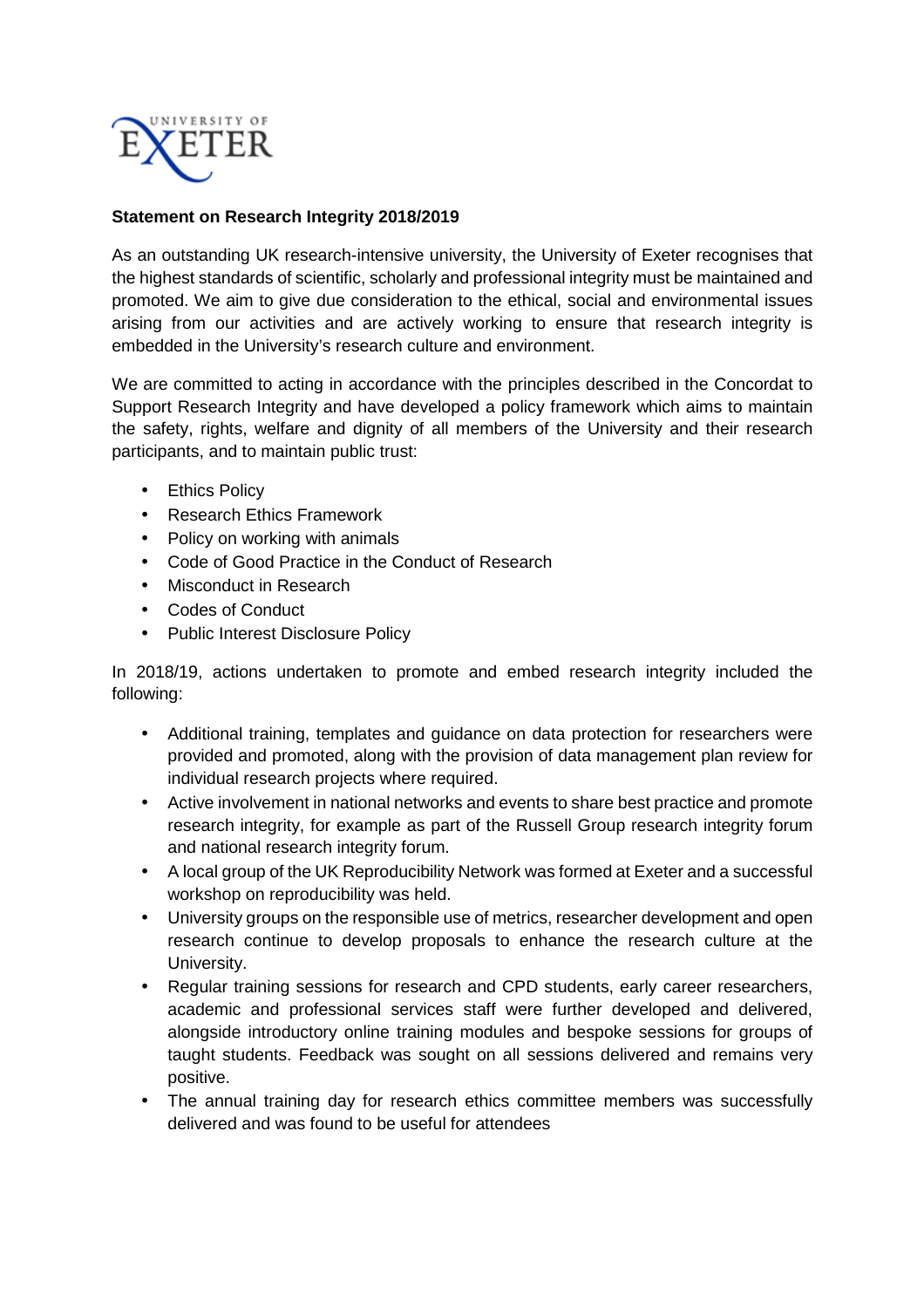**Statement on Research Integrity 2018/2019**

As an outstanding UK research-intensive university, the University of Exeter recognises that the highest standards of scientific, scholarly and professional integrity must be maintained and promoted. We aim to give due consideration to the ethical, social and environmental issues arising from our activities and are actively working to ensure that research integrity is embedded in the University's research culture and environment.

We are committed to acting in accordance with the principles described in the Concordat to Support Research Integrity and have developed a policy framework which aims to maintain the safety, rights, welfare and dignity of all members of the University and their research participants, and to maintain public trust:

- Ethics Policy
- Research Ethics Framework
- Policy on working with animals
- Code of Good Practice in the Conduct of Research
- Misconduct in Research
- Codes of Conduct
- Public Interest Disclosure Policy

In 2018/19, actions undertaken to promote and embed research integrity included the following:

- Additional training, templates and guidance on data protection for researchers were provided and promoted, along with the provision of data management plan review for individual research projects where required.
- Active involvement in national networks and events to share best practice and promote research integrity, for example as part of the Russell Group research integrity forum and national research integrity forum.
- A local group of the UK Reproducibility Network was formed at Exeter and a successful workshop on reproducibility was held.
- University groups on the responsible use of metrics, researcher development and open research continue to develop proposals to enhance the research culture at the University.
- Regular training sessions for research and CPD students, early career researchers, academic and professional services staff were further developed and delivered, alongside introductory online training modules and bespoke sessions for groups of taught students. Feedback was sought on all sessions delivered and remains very positive.
- The annual training day for research ethics committee members was successfully delivered and was found to be useful for attendees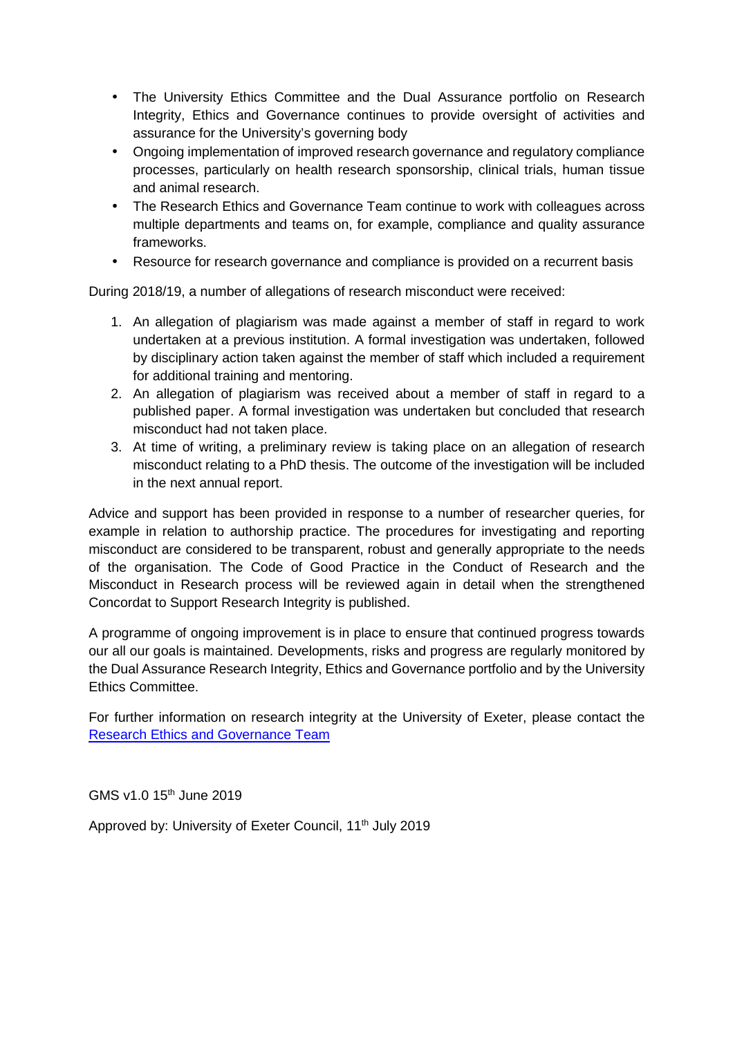- The University Ethics Committee and the Dual Assurance portfolio on Research Integrity, Ethics and Governance continues to provide oversight of activities and assurance for the University's governing body
- Ongoing implementation of improved research governance and regulatory compliance processes, particularly on health research sponsorship, clinical trials, human tissue and animal research.
- The Research Ethics and Governance Team continue to work with colleagues across multiple departments and teams on, for example, compliance and quality assurance frameworks.
- Resource for research governance and compliance is provided on a recurrent basis

During 2018/19, a number of allegations of research misconduct were received:

1. An allegation of plagiarism was made against a member of staff in regard to work undertaken at a previous institution. A formal investigation was undertaken, followed by disciplinary action taken against the member of staff which included a requirement for additional training and mentoring.
2. An allegation of plagiarism was received about a member of staff in regard to a published paper. A formal investigation was undertaken but concluded that research misconduct had not taken place.
3. At time of writing, a preliminary review is taking place on an allegation of research misconduct relating to a PhD thesis. The outcome of the investigation will be included in the next annual report.

Advice and support has been provided in response to a number of researcher queries, for example in relation to authorship practice. The procedures for investigating and reporting misconduct are considered to be transparent, robust and generally appropriate to the needs of the organisation. The Code of Good Practice in the Conduct of Research and the Misconduct in Research process will be reviewed again in detail when the strengthened Concordat to Support Research Integrity is published.

A programme of ongoing improvement is in place to ensure that continued progress towards our all our goals is maintained. Developments, risks and progress are regularly monitored by the Dual Assurance Research Integrity, Ethics and Governance portfolio and by the University Ethics Committee.

For further information on research integrity at the University of Exeter, please contact the Research Ethics and Governance Team

GMS v1.0 15th June 2019

Approved by: University of Exeter Council, 11th July 2019